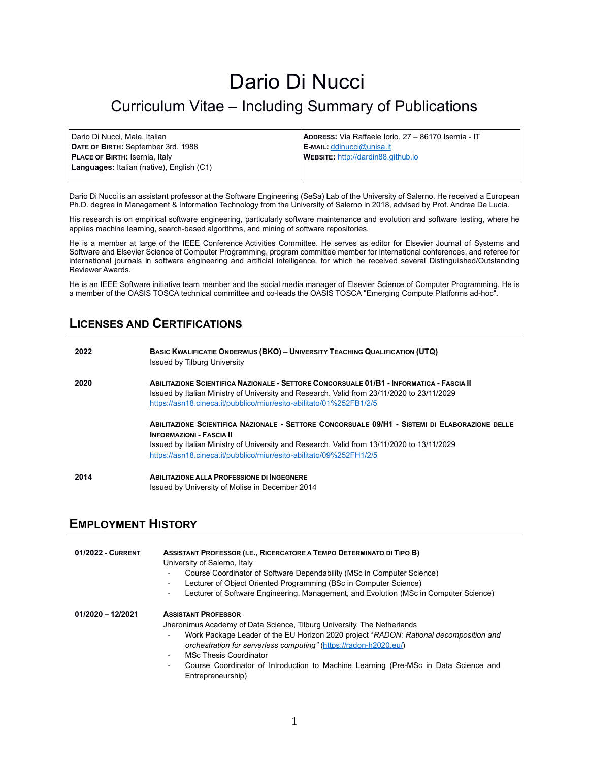# Dario Di Nucci

## Curriculum Vitae – Including Summary of Publications

| | |
|---|---|
| Dario Di Nucci, Male, Italian<br>**Date of Birth:** September 3rd, 1988<br>**Place of Birth:** Isernia, Italy<br>**Languages:** Italian (native), English (C1) | **Address:** Via Raffaele Iorio, 27 – 86170 Isernia - IT<br>**E-mail:** ddinucci@unisa.it<br>**Website:** http://dardin88.github.io |

Dario Di Nucci is an assistant professor at the Software Engineering (SeSa) Lab of the University of Salerno. He received a European Ph.D. degree in Management & Information Technology from the University of Salerno in 2018, advised by Prof. Andrea De Lucia.

His research is on empirical software engineering, particularly software maintenance and evolution and software testing, where he applies machine learning, search-based algorithms, and mining of software repositories.

He is a member at large of the IEEE Conference Activities Committee. He serves as editor for Elsevier Journal of Systems and Software and Elsevier Science of Computer Programming, program committee member for international conferences, and referee for international journals in software engineering and artificial intelligence, for which he received several Distinguished/Outstanding Reviewer Awards.

He is an IEEE Software initiative team member and the social media manager of Elsevier Science of Computer Programming. He is a member of the OASIS TOSCA technical committee and co-leads the OASIS TOSCA "Emerging Compute Platforms ad-hoc".

## Licenses and Certifications

**2022** — **Basic Kwalificatie Onderwijs (BKO) – University Teaching Qualification (UTQ)**
Issued by Tilburg University

**2020** — **Abilitazione Scientifica Nazionale - Settore Concorsuale 01/B1 - Informatica - Fascia II**
Issued by Italian Ministry of University and Research. Valid from 23/11/2020 to 23/11/2029
https://asn18.cineca.it/pubblico/miur/esito-abilitato/01%252FB1/2/5

**Abilitazione Scientifica Nazionale - Settore Concorsuale 09/H1 - Sistemi di Elaborazione delle Informazioni - Fascia II**
Issued by Italian Ministry of University and Research. Valid from 13/11/2020 to 13/11/2029
https://asn18.cineca.it/pubblico/miur/esito-abilitato/09%252FH1/2/5

**2014** — **Abilitazione alla Professione di Ingegnere**
Issued by University of Molise in December 2014

## Employment History

**01/2022 - Current** — **Assistant Professor (i.e., Ricercatore a Tempo Determinato di Tipo B)**
University of Salerno, Italy
- Course Coordinator of Software Dependability (MSc in Computer Science)
- Lecturer of Object Oriented Programming (BSc in Computer Science)
- Lecturer of Software Engineering, Management, and Evolution (MSc in Computer Science)

**01/2020 – 12/2021** — **Assistant Professor**
Jheronimus Academy of Data Science, Tilburg University, The Netherlands
- Work Package Leader of the EU Horizon 2020 project "*RADON: Rational decomposition and orchestration for serverless computing*" (https://radon-h2020.eu/)
- MSc Thesis Coordinator
- Course Coordinator of Introduction to Machine Learning (Pre-MSc in Data Science and Entrepreneurship)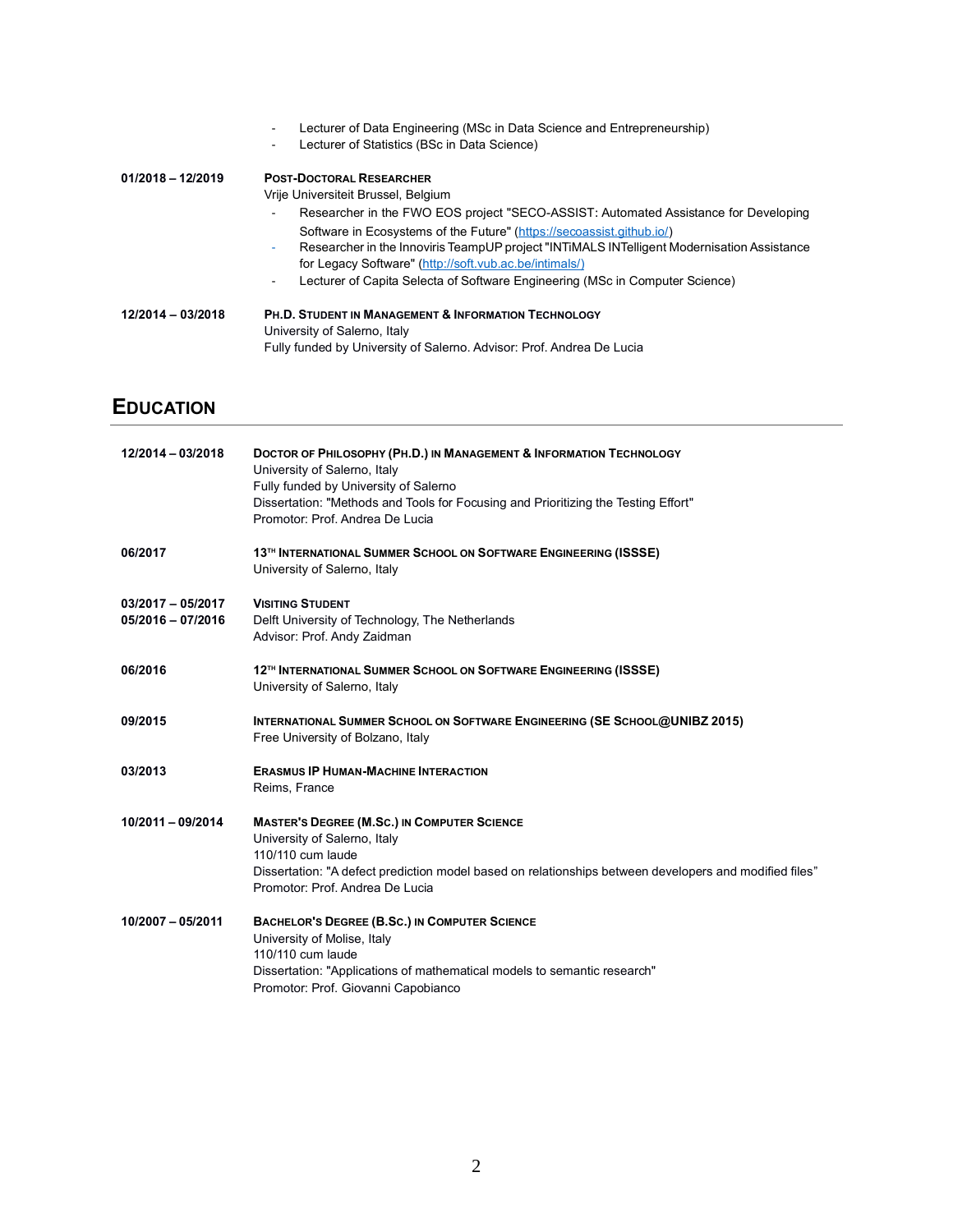- Lecturer of Data Engineering (MSc in Data Science and Entrepreneurship)
- Lecturer of Statistics (BSc in Data Science)

**01/2018 – 12/2019** **POST-DOCTORAL RESEARCHER**
Vrije Universiteit Brussel, Belgium

- Researcher in the FWO EOS project "SECO-ASSIST: Automated Assistance for Developing Software in Ecosystems of the Future" (https://secoassist.github.io/)
- Researcher in the Innoviris TeampUP project "INTiMALS INTelligent Modernisation Assistance for Legacy Software" (http://soft.vub.ac.be/intimals/)
- Lecturer of Capita Selecta of Software Engineering (MSc in Computer Science)

**12/2014 – 03/2018** **PH.D. STUDENT IN MANAGEMENT & INFORMATION TECHNOLOGY**
University of Salerno, Italy
Fully funded by University of Salerno. Advisor: Prof. Andrea De Lucia

# EDUCATION

**12/2014 – 03/2018** **DOCTOR OF PHILOSOPHY (PH.D.) IN MANAGEMENT & INFORMATION TECHNOLOGY**
University of Salerno, Italy
Fully funded by University of Salerno
Dissertation: "Methods and Tools for Focusing and Prioritizing the Testing Effort"
Promotor: Prof. Andrea De Lucia

**06/2017** **13TH INTERNATIONAL SUMMER SCHOOL ON SOFTWARE ENGINEERING (ISSSE)**
University of Salerno, Italy

**03/2017 – 05/2017**
**05/2016 – 07/2016** **VISITING STUDENT**
Delft University of Technology, The Netherlands
Advisor: Prof. Andy Zaidman

**06/2016** **12TH INTERNATIONAL SUMMER SCHOOL ON SOFTWARE ENGINEERING (ISSSE)**
University of Salerno, Italy

**09/2015** **INTERNATIONAL SUMMER SCHOOL ON SOFTWARE ENGINEERING (SE SCHOOL@UNIBZ 2015)**
Free University of Bolzano, Italy

**03/2013** **ERASMUS IP HUMAN-MACHINE INTERACTION**
Reims, France

**10/2011 – 09/2014** **MASTER'S DEGREE (M.SC.) IN COMPUTER SCIENCE**
University of Salerno, Italy
110/110 cum laude
Dissertation: "A defect prediction model based on relationships between developers and modified files"
Promotor: Prof. Andrea De Lucia

**10/2007 – 05/2011** **BACHELOR'S DEGREE (B.SC.) IN COMPUTER SCIENCE**
University of Molise, Italy
110/110 cum laude
Dissertation: "Applications of mathematical models to semantic research"
Promotor: Prof. Giovanni Capobianco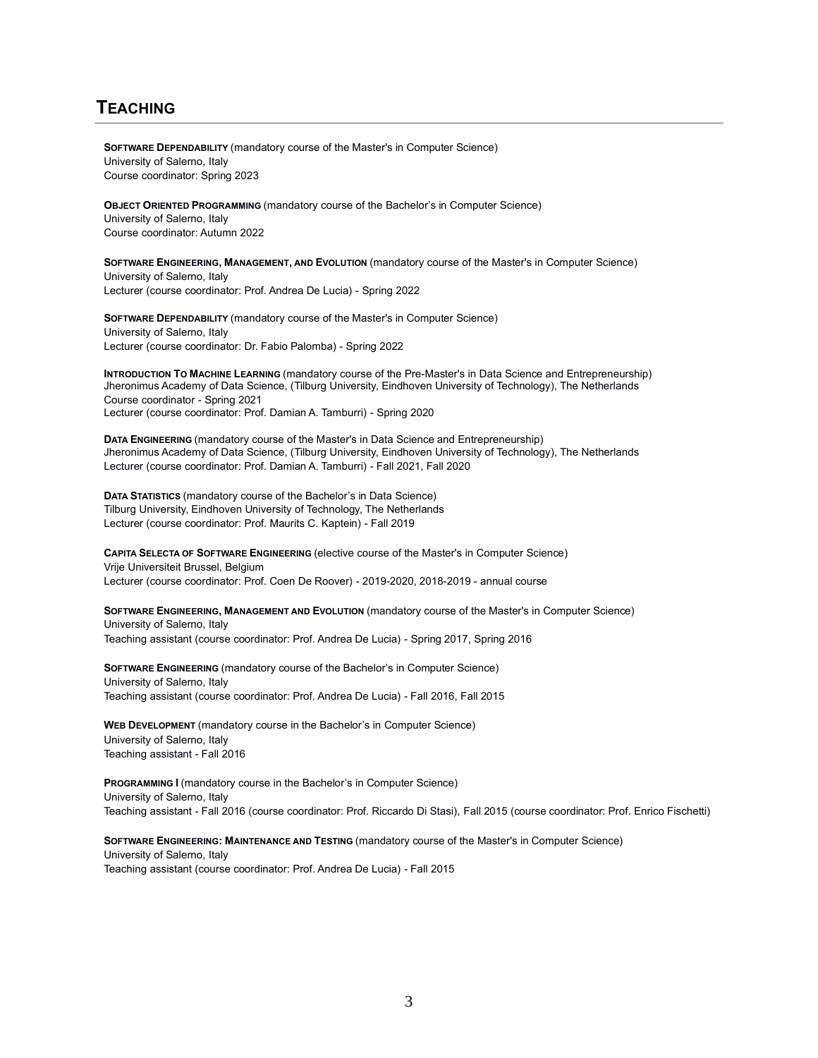## Teaching

**Software Dependability** (mandatory course of the Master's in Computer Science)
University of Salerno, Italy
Course coordinator: Spring 2023

**Object Oriented Programming** (mandatory course of the Bachelor's in Computer Science)
University of Salerno, Italy
Course coordinator: Autumn 2022

**Software Engineering, Management, and Evolution** (mandatory course of the Master's in Computer Science)
University of Salerno, Italy
Lecturer (course coordinator: Prof. Andrea De Lucia) - Spring 2022

**Software Dependability** (mandatory course of the Master's in Computer Science)
University of Salerno, Italy
Lecturer (course coordinator: Dr. Fabio Palomba) - Spring 2022

**Introduction To Machine Learning** (mandatory course of the Pre-Master's in Data Science and Entrepreneurship)
Jheronimus Academy of Data Science, (Tilburg University, Eindhoven University of Technology), The Netherlands
Course coordinator - Spring 2021
Lecturer (course coordinator: Prof. Damian A. Tamburri) - Spring 2020

**Data Engineering** (mandatory course of the Master's in Data Science and Entrepreneurship)
Jheronimus Academy of Data Science, (Tilburg University, Eindhoven University of Technology), The Netherlands
Lecturer (course coordinator: Prof. Damian A. Tamburri) - Fall 2021, Fall 2020

**Data Statistics** (mandatory course of the Bachelor's in Data Science)
Tilburg University, Eindhoven University of Technology, The Netherlands
Lecturer (course coordinator: Prof. Maurits C. Kaptein) - Fall 2019

**Capita Selecta of Software Engineering** (elective course of the Master's in Computer Science)
Vrije Universiteit Brussel, Belgium
Lecturer (course coordinator: Prof. Coen De Roover) - 2019-2020, 2018-2019 - annual course

**Software Engineering, Management and Evolution** (mandatory course of the Master's in Computer Science)
University of Salerno, Italy
Teaching assistant (course coordinator: Prof. Andrea De Lucia) - Spring 2017, Spring 2016

**Software Engineering** (mandatory course of the Bachelor's in Computer Science)
University of Salerno, Italy
Teaching assistant (course coordinator: Prof. Andrea De Lucia) - Fall 2016, Fall 2015

**Web Development** (mandatory course in the Bachelor's in Computer Science)
University of Salerno, Italy
Teaching assistant - Fall 2016

**Programming I** (mandatory course in the Bachelor's in Computer Science)
University of Salerno, Italy
Teaching assistant - Fall 2016 (course coordinator: Prof. Riccardo Di Stasi), Fall 2015 (course coordinator: Prof. Enrico Fischetti)

**Software Engineering: Maintenance and Testing** (mandatory course of the Master's in Computer Science)
University of Salerno, Italy
Teaching assistant (course coordinator: Prof. Andrea De Lucia) - Fall 2015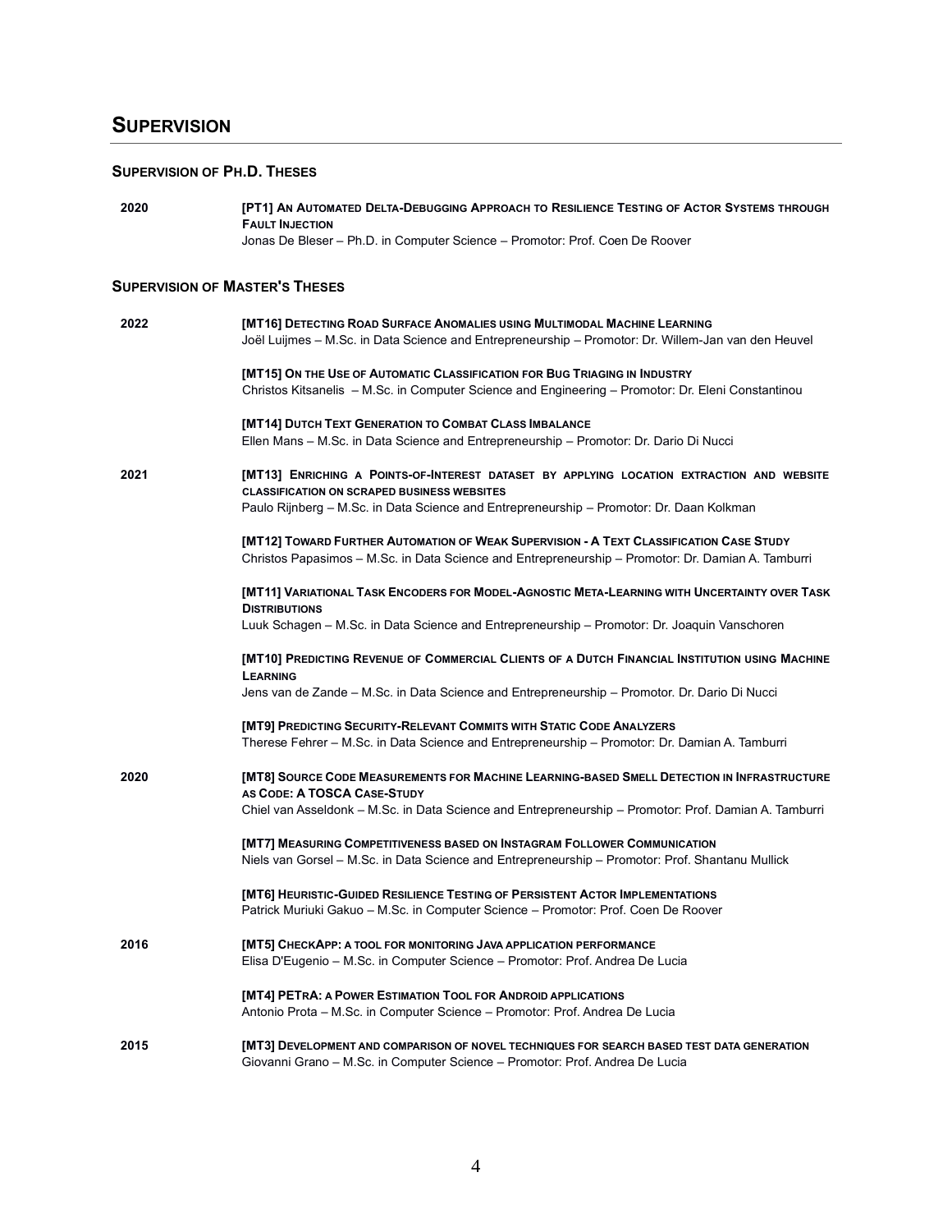# Supervision

## Supervision of Ph.D. Theses

**2020**

**[PT1] An Automated Delta-Debugging Approach to Resilience Testing of Actor Systems through Fault Injection**
Jonas De Bleser – Ph.D. in Computer Science – Promotor: Prof. Coen De Roover

## Supervision of Master's Theses

**2022**

**[MT16] Detecting Road Surface Anomalies using Multimodal Machine Learning**
Joël Luijmes – M.Sc. in Data Science and Entrepreneurship – Promotor: Dr. Willem-Jan van den Heuvel

**[MT15] On the Use of Automatic Classification for Bug Triaging in Industry**
Christos Kitsanelis – M.Sc. in Computer Science and Engineering – Promotor: Dr. Eleni Constantinou

**[MT14] Dutch Text Generation to Combat Class Imbalance**
Ellen Mans – M.Sc. in Data Science and Entrepreneurship – Promotor: Dr. Dario Di Nucci

**2021**

**[MT13] Enriching a Points-of-Interest dataset by applying location extraction and website classification on scraped business websites**
Paulo Rijnberg – M.Sc. in Data Science and Entrepreneurship – Promotor: Dr. Daan Kolkman

**[MT12] Toward Further Automation of Weak Supervision - A Text Classification Case Study**
Christos Papasimos – M.Sc. in Data Science and Entrepreneurship – Promotor: Dr. Damian A. Tamburri

**[MT11] Variational Task Encoders for Model-Agnostic Meta-Learning with Uncertainty over Task Distributions**
Luuk Schagen – M.Sc. in Data Science and Entrepreneurship – Promotor: Dr. Joaquin Vanschoren

**[MT10] Predicting Revenue of Commercial Clients of a Dutch Financial Institution using Machine Learning**
Jens van de Zande – M.Sc. in Data Science and Entrepreneurship – Promotor. Dr. Dario Di Nucci

**[MT9] Predicting Security-Relevant Commits with Static Code Analyzers**
Therese Fehrer – M.Sc. in Data Science and Entrepreneurship – Promotor: Dr. Damian A. Tamburri

**2020**

**[MT8] Source Code Measurements for Machine Learning-based Smell Detection in Infrastructure as Code: A TOSCA Case-Study**
Chiel van Asseldonk – M.Sc. in Data Science and Entrepreneurship – Promotor: Prof. Damian A. Tamburri

**[MT7] Measuring Competitiveness based on Instagram Follower Communication**
Niels van Gorsel – M.Sc. in Data Science and Entrepreneurship – Promotor: Prof. Shantanu Mullick

**[MT6] Heuristic-Guided Resilience Testing of Persistent Actor Implementations**
Patrick Muriuki Gakuo – M.Sc. in Computer Science – Promotor: Prof. Coen De Roover

**2016**

**[MT5] CheckApp: a tool for monitoring Java application performance**
Elisa D'Eugenio – M.Sc. in Computer Science – Promotor: Prof. Andrea De Lucia

**[MT4] PETrA: a Power Estimation Tool for Android applications**
Antonio Prota – M.Sc. in Computer Science – Promotor: Prof. Andrea De Lucia

**2015**

**[MT3] Development and comparison of novel techniques for search based test data generation**
Giovanni Grano – M.Sc. in Computer Science – Promotor: Prof. Andrea De Lucia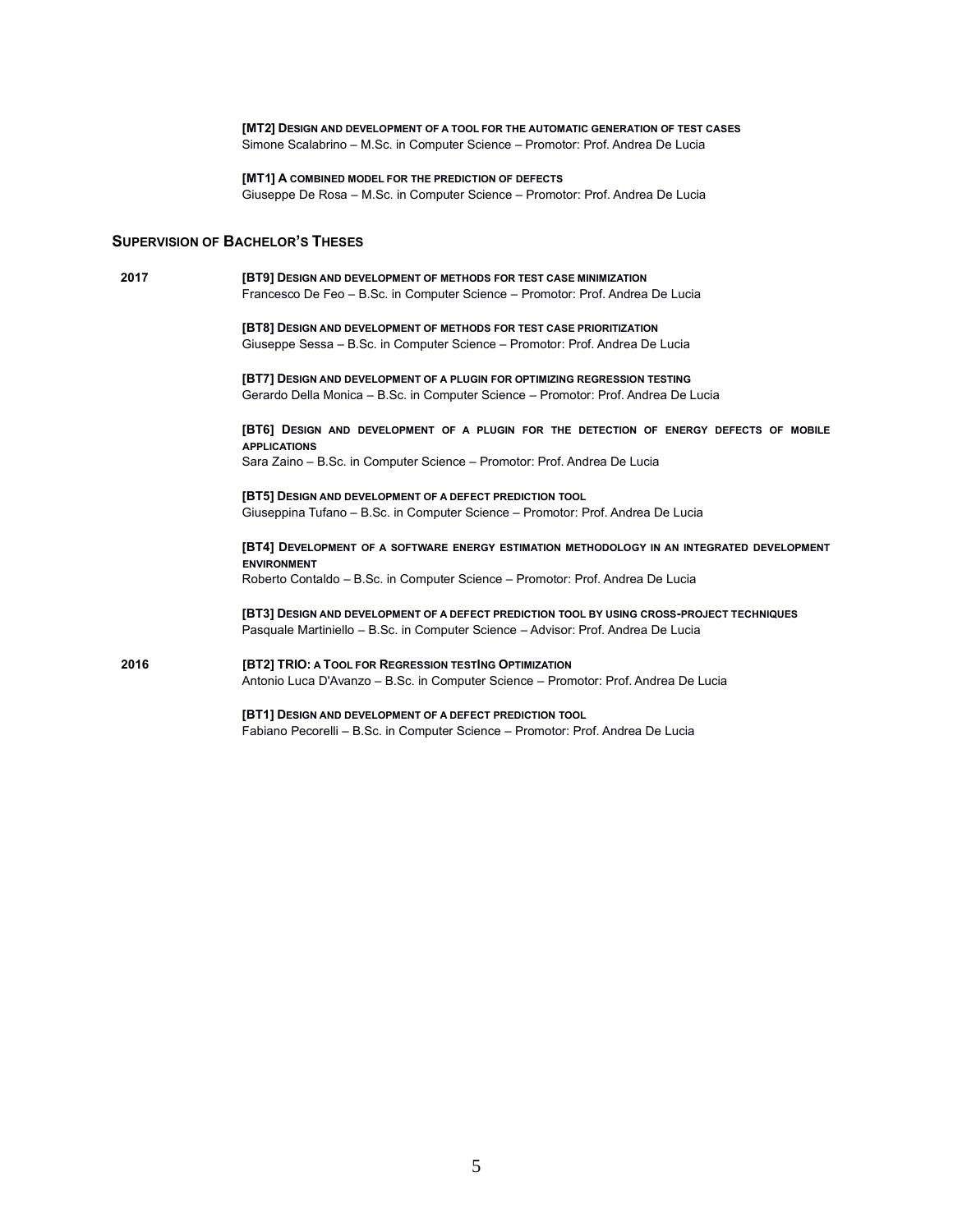**[MT2] Design and development of a tool for the automatic generation of test cases**
Simone Scalabrino – M.Sc. in Computer Science – Promotor: Prof. Andrea De Lucia

**[MT1] A combined model for the prediction of defects**
Giuseppe De Rosa – M.Sc. in Computer Science – Promotor: Prof. Andrea De Lucia

## Supervision of Bachelor's Theses

**2017**

**[BT9] Design and development of methods for test case minimization**
Francesco De Feo – B.Sc. in Computer Science – Promotor: Prof. Andrea De Lucia

**[BT8] Design and development of methods for test case prioritization**
Giuseppe Sessa – B.Sc. in Computer Science – Promotor: Prof. Andrea De Lucia

**[BT7] Design and development of a plugin for optimizing regression testing**
Gerardo Della Monica – B.Sc. in Computer Science – Promotor: Prof. Andrea De Lucia

**[BT6] Design and development of a plugin for the detection of energy defects of mobile applications**
Sara Zaino – B.Sc. in Computer Science – Promotor: Prof. Andrea De Lucia

**[BT5] Design and development of a defect prediction tool**
Giuseppina Tufano – B.Sc. in Computer Science – Promotor: Prof. Andrea De Lucia

**[BT4] Development of a software energy estimation methodology in an integrated development environment**
Roberto Contaldo – B.Sc. in Computer Science – Promotor: Prof. Andrea De Lucia

**[BT3] Design and development of a defect prediction tool by using cross-project techniques**
Pasquale Martiniello – B.Sc. in Computer Science – Advisor: Prof. Andrea De Lucia

**2016**

**[BT2] TRIO: a Tool for Regression testIng Optimization**
Antonio Luca D'Avanzo – B.Sc. in Computer Science – Promotor: Prof. Andrea De Lucia

**[BT1] Design and development of a defect prediction tool**
Fabiano Pecorelli – B.Sc. in Computer Science – Promotor: Prof. Andrea De Lucia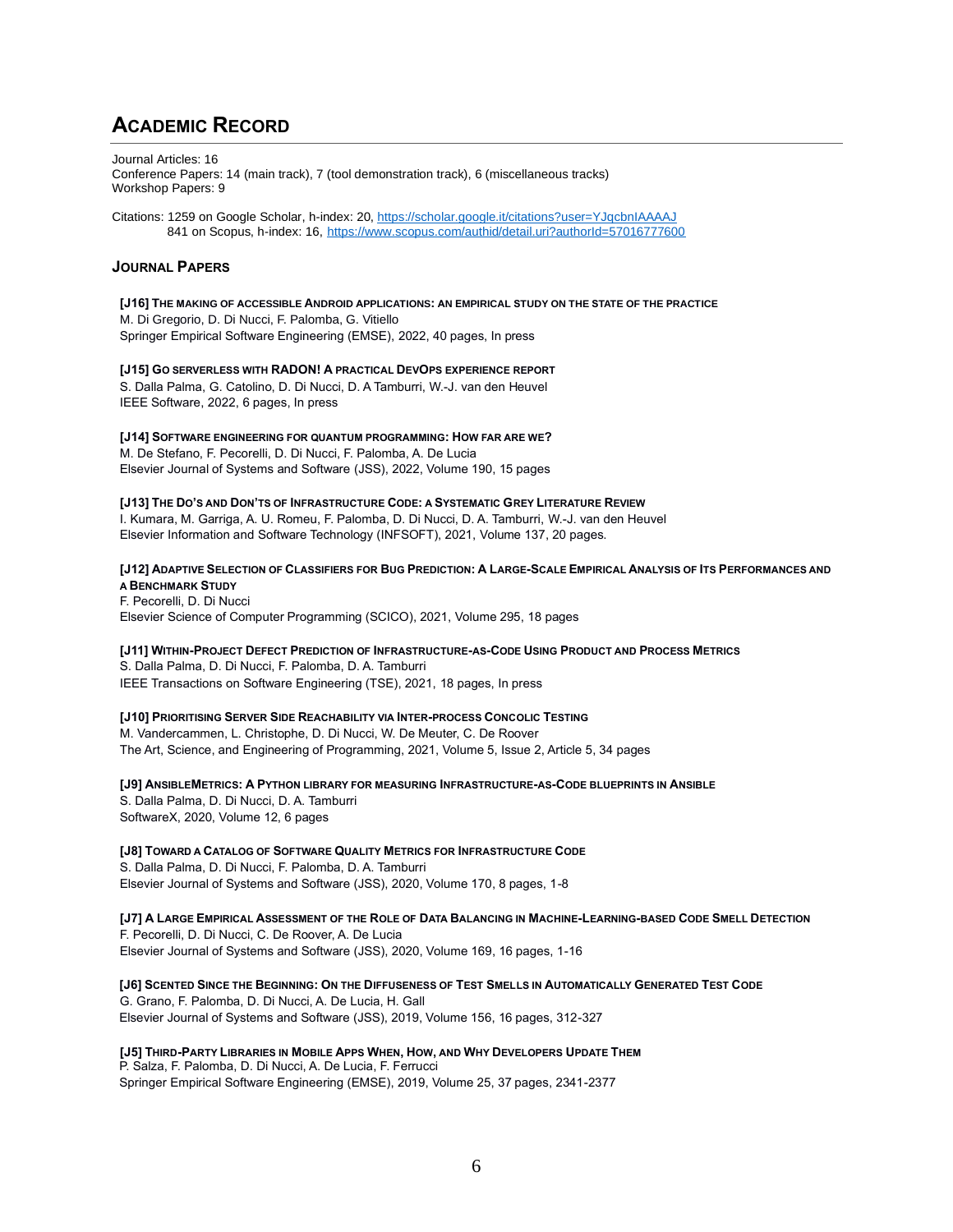# ACADEMIC RECORD

Journal Articles: 16
Conference Papers: 14 (main track), 7 (tool demonstration track), 6 (miscellaneous tracks)
Workshop Papers: 9

Citations: 1259 on Google Scholar, h-index: 20, https://scholar.google.it/citations?user=YJqcbnIAAAAJ
841 on Scopus, h-index: 16, https://www.scopus.com/authid/detail.uri?authorId=57016777600

## JOURNAL PAPERS

**[J16] THE MAKING OF ACCESSIBLE ANDROID APPLICATIONS: AN EMPIRICAL STUDY ON THE STATE OF THE PRACTICE**
M. Di Gregorio, D. Di Nucci, F. Palomba, G. Vitiello
Springer Empirical Software Engineering (EMSE), 2022, 40 pages, In press

**[J15] GO SERVERLESS WITH RADON! A PRACTICAL DEVOPS EXPERIENCE REPORT**
S. Dalla Palma, G. Catolino, D. Di Nucci, D. A Tamburri, W.-J. van den Heuvel
IEEE Software, 2022, 6 pages, In press

**[J14] SOFTWARE ENGINEERING FOR QUANTUM PROGRAMMING: HOW FAR ARE WE?**
M. De Stefano, F. Pecorelli, D. Di Nucci, F. Palomba, A. De Lucia
Elsevier Journal of Systems and Software (JSS), 2022, Volume 190, 15 pages

**[J13] THE DO'S AND DON'TS OF INFRASTRUCTURE CODE: A SYSTEMATIC GREY LITERATURE REVIEW**
I. Kumara, M. Garriga, A. U. Romeu, F. Palomba, D. Di Nucci, D. A. Tamburri, W.-J. van den Heuvel
Elsevier Information and Software Technology (INFSOFT), 2021, Volume 137, 20 pages.

**[J12] ADAPTIVE SELECTION OF CLASSIFIERS FOR BUG PREDICTION: A LARGE-SCALE EMPIRICAL ANALYSIS OF ITS PERFORMANCES AND A BENCHMARK STUDY**
F. Pecorelli, D. Di Nucci
Elsevier Science of Computer Programming (SCICO), 2021, Volume 295, 18 pages

**[J11] WITHIN-PROJECT DEFECT PREDICTION OF INFRASTRUCTURE-AS-CODE USING PRODUCT AND PROCESS METRICS**
S. Dalla Palma, D. Di Nucci, F. Palomba, D. A. Tamburri
IEEE Transactions on Software Engineering (TSE), 2021, 18 pages, In press

**[J10] PRIORITISING SERVER SIDE REACHABILITY VIA INTER-PROCESS CONCOLIC TESTING**
M. Vandercammen, L. Christophe, D. Di Nucci, W. De Meuter, C. De Roover
The Art, Science, and Engineering of Programming, 2021, Volume 5, Issue 2, Article 5, 34 pages

**[J9] ANSIBLEMETRICS: A PYTHON LIBRARY FOR MEASURING INFRASTRUCTURE-AS-CODE BLUEPRINTS IN ANSIBLE**
S. Dalla Palma, D. Di Nucci, D. A. Tamburri
SoftwareX, 2020, Volume 12, 6 pages

**[J8] TOWARD A CATALOG OF SOFTWARE QUALITY METRICS FOR INFRASTRUCTURE CODE**
S. Dalla Palma, D. Di Nucci, F. Palomba, D. A. Tamburri
Elsevier Journal of Systems and Software (JSS), 2020, Volume 170, 8 pages, 1-8

**[J7] A LARGE EMPIRICAL ASSESSMENT OF THE ROLE OF DATA BALANCING IN MACHINE-LEARNING-BASED CODE SMELL DETECTION**
F. Pecorelli, D. Di Nucci, C. De Roover, A. De Lucia
Elsevier Journal of Systems and Software (JSS), 2020, Volume 169, 16 pages, 1-16

**[J6] SCENTED SINCE THE BEGINNING: ON THE DIFFUSENESS OF TEST SMELLS IN AUTOMATICALLY GENERATED TEST CODE**
G. Grano, F. Palomba, D. Di Nucci, A. De Lucia, H. Gall
Elsevier Journal of Systems and Software (JSS), 2019, Volume 156, 16 pages, 312-327

**[J5] THIRD-PARTY LIBRARIES IN MOBILE APPS WHEN, HOW, AND WHY DEVELOPERS UPDATE THEM**
P. Salza, F. Palomba, D. Di Nucci, A. De Lucia, F. Ferrucci
Springer Empirical Software Engineering (EMSE), 2019, Volume 25, 37 pages, 2341-2377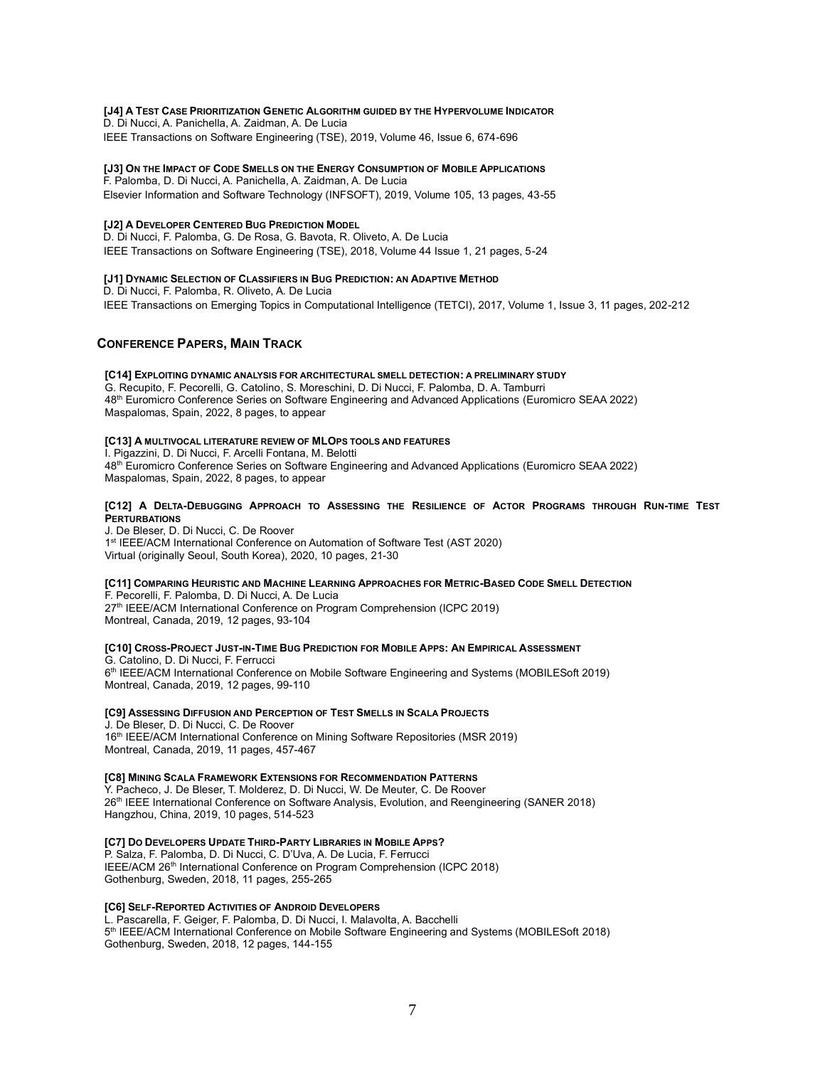**[J4] A TEST CASE PRIORITIZATION GENETIC ALGORITHM GUIDED BY THE HYPERVOLUME INDICATOR**
D. Di Nucci, A. Panichella, A. Zaidman, A. De Lucia
IEEE Transactions on Software Engineering (TSE), 2019, Volume 46, Issue 6, 674-696

**[J3] ON THE IMPACT OF CODE SMELLS ON THE ENERGY CONSUMPTION OF MOBILE APPLICATIONS**
F. Palomba, D. Di Nucci, A. Panichella, A. Zaidman, A. De Lucia
Elsevier Information and Software Technology (INFSOFT), 2019, Volume 105, 13 pages, 43-55

**[J2] A DEVELOPER CENTERED BUG PREDICTION MODEL**
D. Di Nucci, F. Palomba, G. De Rosa, G. Bavota, R. Oliveto, A. De Lucia
IEEE Transactions on Software Engineering (TSE), 2018, Volume 44 Issue 1, 21 pages, 5-24

**[J1] DYNAMIC SELECTION OF CLASSIFIERS IN BUG PREDICTION: AN ADAPTIVE METHOD**
D. Di Nucci, F. Palomba, R. Oliveto, A. De Lucia
IEEE Transactions on Emerging Topics in Computational Intelligence (TETCI), 2017, Volume 1, Issue 3, 11 pages, 202-212

## CONFERENCE PAPERS, MAIN TRACK

**[C14] EXPLOITING DYNAMIC ANALYSIS FOR ARCHITECTURAL SMELL DETECTION: A PRELIMINARY STUDY**
G. Recupito, F. Pecorelli, G. Catolino, S. Moreschini, D. Di Nucci, F. Palomba, D. A. Tamburri
48th Euromicro Conference Series on Software Engineering and Advanced Applications (Euromicro SEAA 2022)
Maspalomas, Spain, 2022, 8 pages, to appear

**[C13] A MULTIVOCAL LITERATURE REVIEW OF MLOPS TOOLS AND FEATURES**
I. Pigazzini, D. Di Nucci, F. Arcelli Fontana, M. Belotti
48th Euromicro Conference Series on Software Engineering and Advanced Applications (Euromicro SEAA 2022)
Maspalomas, Spain, 2022, 8 pages, to appear

**[C12] A DELTA-DEBUGGING APPROACH TO ASSESSING THE RESILIENCE OF ACTOR PROGRAMS THROUGH RUN-TIME TEST PERTURBATIONS**
J. De Bleser, D. Di Nucci, C. De Roover
1st IEEE/ACM International Conference on Automation of Software Test (AST 2020)
Virtual (originally Seoul, South Korea), 2020, 10 pages, 21-30

**[C11] COMPARING HEURISTIC AND MACHINE LEARNING APPROACHES FOR METRIC-BASED CODE SMELL DETECTION**
F. Pecorelli, F. Palomba, D. Di Nucci, A. De Lucia
27th IEEE/ACM International Conference on Program Comprehension (ICPC 2019)
Montreal, Canada, 2019, 12 pages, 93-104

**[C10] CROSS-PROJECT JUST-IN-TIME BUG PREDICTION FOR MOBILE APPS: AN EMPIRICAL ASSESSMENT**
G. Catolino, D. Di Nucci, F. Ferrucci
6th IEEE/ACM International Conference on Mobile Software Engineering and Systems (MOBILESoft 2019)
Montreal, Canada, 2019, 12 pages, 99-110

**[C9] ASSESSING DIFFUSION AND PERCEPTION OF TEST SMELLS IN SCALA PROJECTS**
J. De Bleser, D. Di Nucci, C. De Roover
16th IEEE/ACM International Conference on Mining Software Repositories (MSR 2019)
Montreal, Canada, 2019, 11 pages, 457-467

**[C8] MINING SCALA FRAMEWORK EXTENSIONS FOR RECOMMENDATION PATTERNS**
Y. Pacheco, J. De Bleser, T. Molderez, D. Di Nucci, W. De Meuter, C. De Roover
26th IEEE International Conference on Software Analysis, Evolution, and Reengineering (SANER 2018)
Hangzhou, China, 2019, 10 pages, 514-523

**[C7] DO DEVELOPERS UPDATE THIRD-PARTY LIBRARIES IN MOBILE APPS?**
P. Salza, F. Palomba, D. Di Nucci, C. D'Uva, A. De Lucia, F. Ferrucci
IEEE/ACM 26th International Conference on Program Comprehension (ICPC 2018)
Gothenburg, Sweden, 2018, 11 pages, 255-265

**[C6] SELF-REPORTED ACTIVITIES OF ANDROID DEVELOPERS**
L. Pascarella, F. Geiger, F. Palomba, D. Di Nucci, I. Malavolta, A. Bacchelli
5th IEEE/ACM International Conference on Mobile Software Engineering and Systems (MOBILESoft 2018)
Gothenburg, Sweden, 2018, 12 pages, 144-155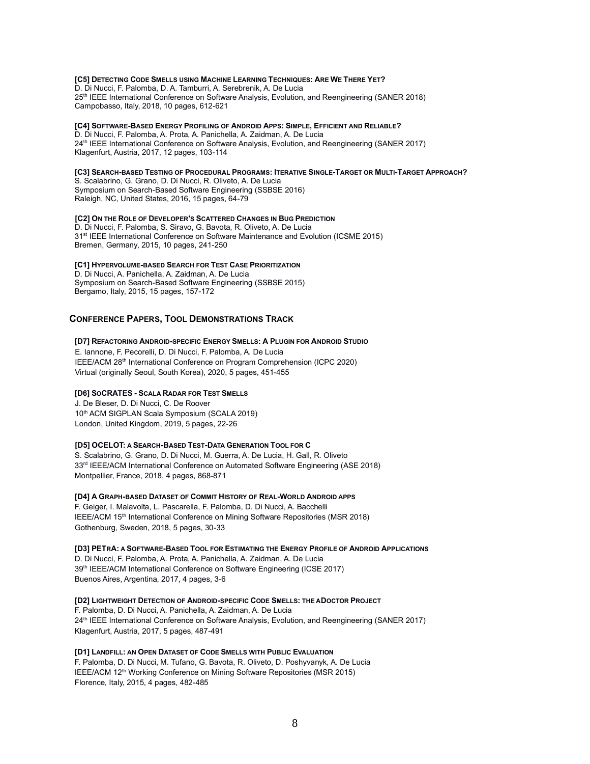**[C5] Detecting Code Smells using Machine Learning Techniques: Are We There Yet?**
D. Di Nucci, F. Palomba, D. A. Tamburri, A. Serebrenik, A. De Lucia
25th IEEE International Conference on Software Analysis, Evolution, and Reengineering (SANER 2018)
Campobasso, Italy, 2018, 10 pages, 612-621

**[C4] Software-Based Energy Profiling of Android Apps: Simple, Efficient and Reliable?**
D. Di Nucci, F. Palomba, A. Prota, A. Panichella, A. Zaidman, A. De Lucia
24th IEEE International Conference on Software Analysis, Evolution, and Reengineering (SANER 2017)
Klagenfurt, Austria, 2017, 12 pages, 103-114

**[C3] Search-based Testing of Procedural Programs: Iterative Single-Target or Multi-Target Approach?**
S. Scalabrino, G. Grano, D. Di Nucci, R. Oliveto, A. De Lucia
Symposium on Search-Based Software Engineering (SSBSE 2016)
Raleigh, NC, United States, 2016, 15 pages, 64-79

**[C2] On the Role of Developer's Scattered Changes in Bug Prediction**
D. Di Nucci, F. Palomba, S. Siravo, G. Bavota, R. Oliveto, A. De Lucia
31st IEEE International Conference on Software Maintenance and Evolution (ICSME 2015)
Bremen, Germany, 2015, 10 pages, 241-250

**[C1] Hypervolume-based Search for Test Case Prioritization**
D. Di Nucci, A. Panichella, A. Zaidman, A. De Lucia
Symposium on Search-Based Software Engineering (SSBSE 2015)
Bergamo, Italy, 2015, 15 pages, 157-172

## Conference Papers, Tool Demonstrations Track

**[D7] Refactoring Android-specific Energy Smells: A Plugin for Android Studio**
E. Iannone, F. Pecorelli, D. Di Nucci, F. Palomba, A. De Lucia
IEEE/ACM 28th International Conference on Program Comprehension (ICPC 2020)
Virtual (originally Seoul, South Korea), 2020, 5 pages, 451-455

**[D6] SoCRATES - Scala Radar for Test Smells**
J. De Bleser, D. Di Nucci, C. De Roover
10th ACM SIGPLAN Scala Symposium (SCALA 2019)
London, United Kingdom, 2019, 5 pages, 22-26

**[D5] OCELOT: a Search-Based Test-Data Generation Tool for C**
S. Scalabrino, G. Grano, D. Di Nucci, M. Guerra, A. De Lucia, H. Gall, R. Oliveto
33rd IEEE/ACM International Conference on Automated Software Engineering (ASE 2018)
Montpellier, France, 2018, 4 pages, 868-871

**[D4] A Graph-based Dataset of Commit History of Real-World Android apps**
F. Geiger, I. Malavolta, L. Pascarella, F. Palomba, D. Di Nucci, A. Bacchelli
IEEE/ACM 15th International Conference on Mining Software Repositories (MSR 2018)
Gothenburg, Sweden, 2018, 5 pages, 30-33

**[D3] PETrA: a Software-Based Tool for Estimating the Energy Profile of Android Applications**
D. Di Nucci, F. Palomba, A. Prota, A. Panichella, A. Zaidman, A. De Lucia
39th IEEE/ACM International Conference on Software Engineering (ICSE 2017)
Buenos Aires, Argentina, 2017, 4 pages, 3-6

**[D2] Lightweight Detection of Android-specific Code Smells: the aDoctor Project**
F. Palomba, D. Di Nucci, A. Panichella, A. Zaidman, A. De Lucia
24th IEEE International Conference on Software Analysis, Evolution, and Reengineering (SANER 2017)
Klagenfurt, Austria, 2017, 5 pages, 487-491

**[D1] Landfill: an Open Dataset of Code Smells with Public Evaluation**
F. Palomba, D. Di Nucci, M. Tufano, G. Bavota, R. Oliveto, D. Poshyvanyk, A. De Lucia
IEEE/ACM 12th Working Conference on Mining Software Repositories (MSR 2015)
Florence, Italy, 2015, 4 pages, 482-485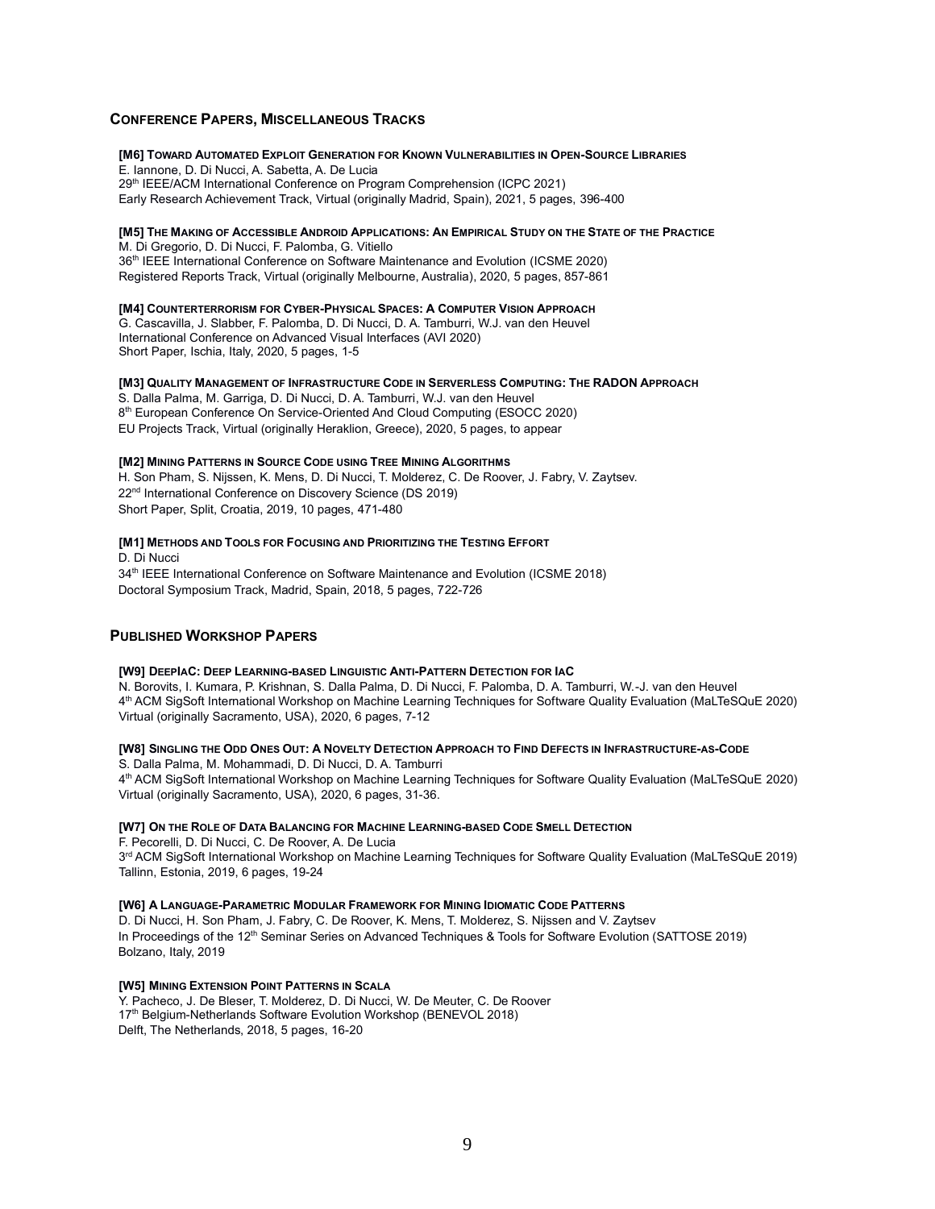## Conference Papers, Miscellaneous Tracks

**[M6] Toward Automated Exploit Generation for Known Vulnerabilities in Open-Source Libraries**
E. Iannone, D. Di Nucci, A. Sabetta, A. De Lucia
29th IEEE/ACM International Conference on Program Comprehension (ICPC 2021)
Early Research Achievement Track, Virtual (originally Madrid, Spain), 2021, 5 pages, 396-400

**[M5] The Making of Accessible Android Applications: An Empirical Study on the State of the Practice**
M. Di Gregorio, D. Di Nucci, F. Palomba, G. Vitiello
36th IEEE International Conference on Software Maintenance and Evolution (ICSME 2020)
Registered Reports Track, Virtual (originally Melbourne, Australia), 2020, 5 pages, 857-861

**[M4] Counterterrorism for Cyber-Physical Spaces: A Computer Vision Approach**
G. Cascavilla, J. Slabber, F. Palomba, D. Di Nucci, D. A. Tamburri, W.J. van den Heuvel
International Conference on Advanced Visual Interfaces (AVI 2020)
Short Paper, Ischia, Italy, 2020, 5 pages, 1-5

**[M3] Quality Management of Infrastructure Code in Serverless Computing: The RADON Approach**
S. Dalla Palma, M. Garriga, D. Di Nucci, D. A. Tamburri, W.J. van den Heuvel
8th European Conference On Service-Oriented And Cloud Computing (ESOCC 2020)
EU Projects Track, Virtual (originally Heraklion, Greece), 2020, 5 pages, to appear

**[M2] Mining Patterns in Source Code using Tree Mining Algorithms**
H. Son Pham, S. Nijssen, K. Mens, D. Di Nucci, T. Molderez, C. De Roover, J. Fabry, V. Zaytsev.
22nd International Conference on Discovery Science (DS 2019)
Short Paper, Split, Croatia, 2019, 10 pages, 471-480

**[M1] Methods and Tools for Focusing and Prioritizing the Testing Effort**
D. Di Nucci
34th IEEE International Conference on Software Maintenance and Evolution (ICSME 2018)
Doctoral Symposium Track, Madrid, Spain, 2018, 5 pages, 722-726

## Published Workshop Papers

**[W9] DeepIaC: Deep Learning-based Linguistic Anti-Pattern Detection for IaC**
N. Borovits, I. Kumara, P. Krishnan, S. Dalla Palma, D. Di Nucci, F. Palomba, D. A. Tamburri, W.-J. van den Heuvel
4th ACM SigSoft International Workshop on Machine Learning Techniques for Software Quality Evaluation (MaLTeSQuE 2020)
Virtual (originally Sacramento, USA), 2020, 6 pages, 7-12

**[W8] Singling the Odd Ones Out: A Novelty Detection Approach to Find Defects in Infrastructure-as-Code**
S. Dalla Palma, M. Mohammadi, D. Di Nucci, D. A. Tamburri
4th ACM SigSoft International Workshop on Machine Learning Techniques for Software Quality Evaluation (MaLTeSQuE 2020)
Virtual (originally Sacramento, USA), 2020, 6 pages, 31-36.

**[W7] On the Role of Data Balancing for Machine Learning-based Code Smell Detection**
F. Pecorelli, D. Di Nucci, C. De Roover, A. De Lucia
3rd ACM SigSoft International Workshop on Machine Learning Techniques for Software Quality Evaluation (MaLTeSQuE 2019)
Tallinn, Estonia, 2019, 6 pages, 19-24

**[W6] A Language-Parametric Modular Framework for Mining Idiomatic Code Patterns**
D. Di Nucci, H. Son Pham, J. Fabry, C. De Roover, K. Mens, T. Molderez, S. Nijssen and V. Zaytsev
In Proceedings of the 12th Seminar Series on Advanced Techniques & Tools for Software Evolution (SATTOSE 2019)
Bolzano, Italy, 2019

**[W5] Mining Extension Point Patterns in Scala**
Y. Pacheco, J. De Bleser, T. Molderez, D. Di Nucci, W. De Meuter, C. De Roover
17th Belgium-Netherlands Software Evolution Workshop (BENEVOL 2018)
Delft, The Netherlands, 2018, 5 pages, 16-20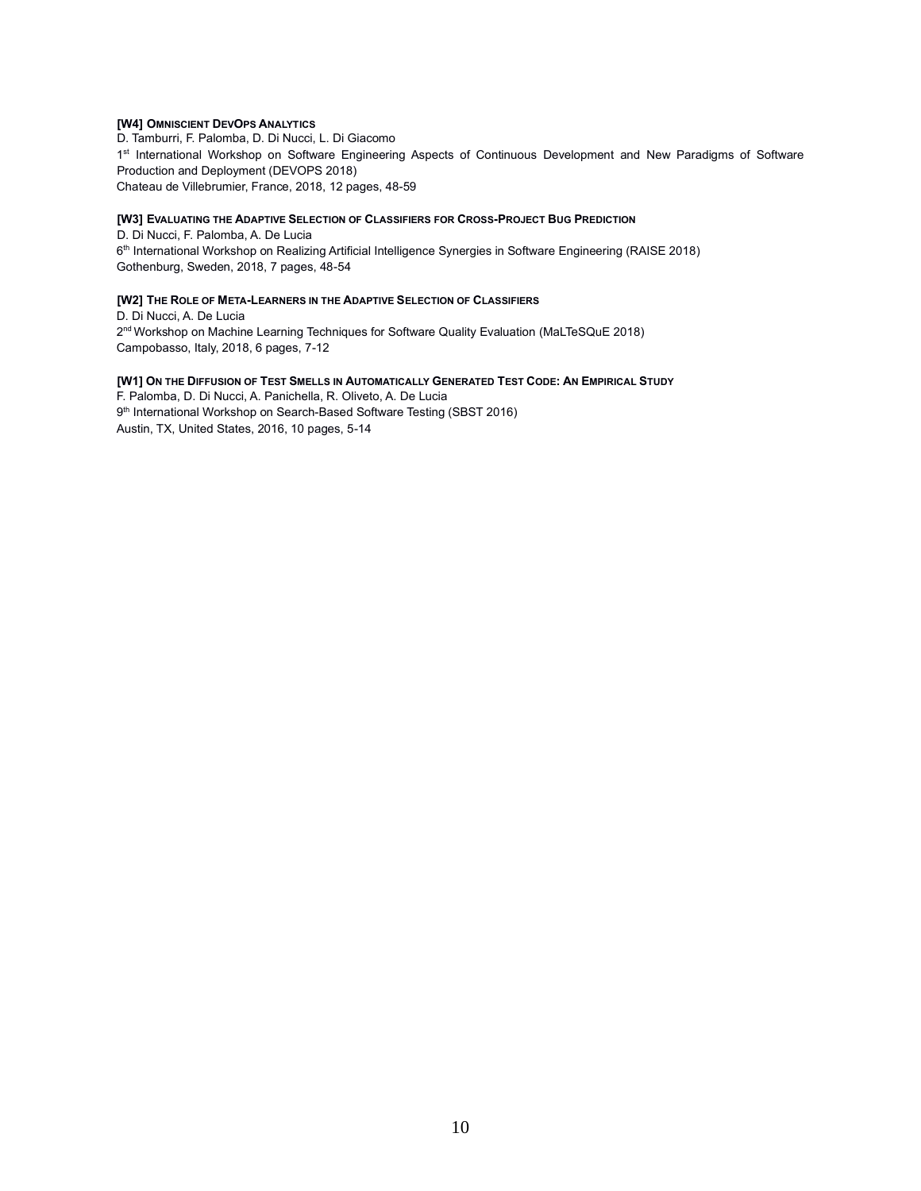**[W4] OMNISCIENT DEVOPS ANALYTICS**
D. Tamburri, F. Palomba, D. Di Nucci, L. Di Giacomo
1st International Workshop on Software Engineering Aspects of Continuous Development and New Paradigms of Software Production and Deployment (DEVOPS 2018)
Chateau de Villebrumier, France, 2018, 12 pages, 48-59

**[W3] EVALUATING THE ADAPTIVE SELECTION OF CLASSIFIERS FOR CROSS-PROJECT BUG PREDICTION**
D. Di Nucci, F. Palomba, A. De Lucia
6th International Workshop on Realizing Artificial Intelligence Synergies in Software Engineering (RAISE 2018)
Gothenburg, Sweden, 2018, 7 pages, 48-54

**[W2] THE ROLE OF META-LEARNERS IN THE ADAPTIVE SELECTION OF CLASSIFIERS**
D. Di Nucci, A. De Lucia
2nd Workshop on Machine Learning Techniques for Software Quality Evaluation (MaLTeSQuE 2018)
Campobasso, Italy, 2018, 6 pages, 7-12

**[W1] ON THE DIFFUSION OF TEST SMELLS IN AUTOMATICALLY GENERATED TEST CODE: AN EMPIRICAL STUDY**
F. Palomba, D. Di Nucci, A. Panichella, R. Oliveto, A. De Lucia
9th International Workshop on Search-Based Software Testing (SBST 2016)
Austin, TX, United States, 2016, 10 pages, 5-14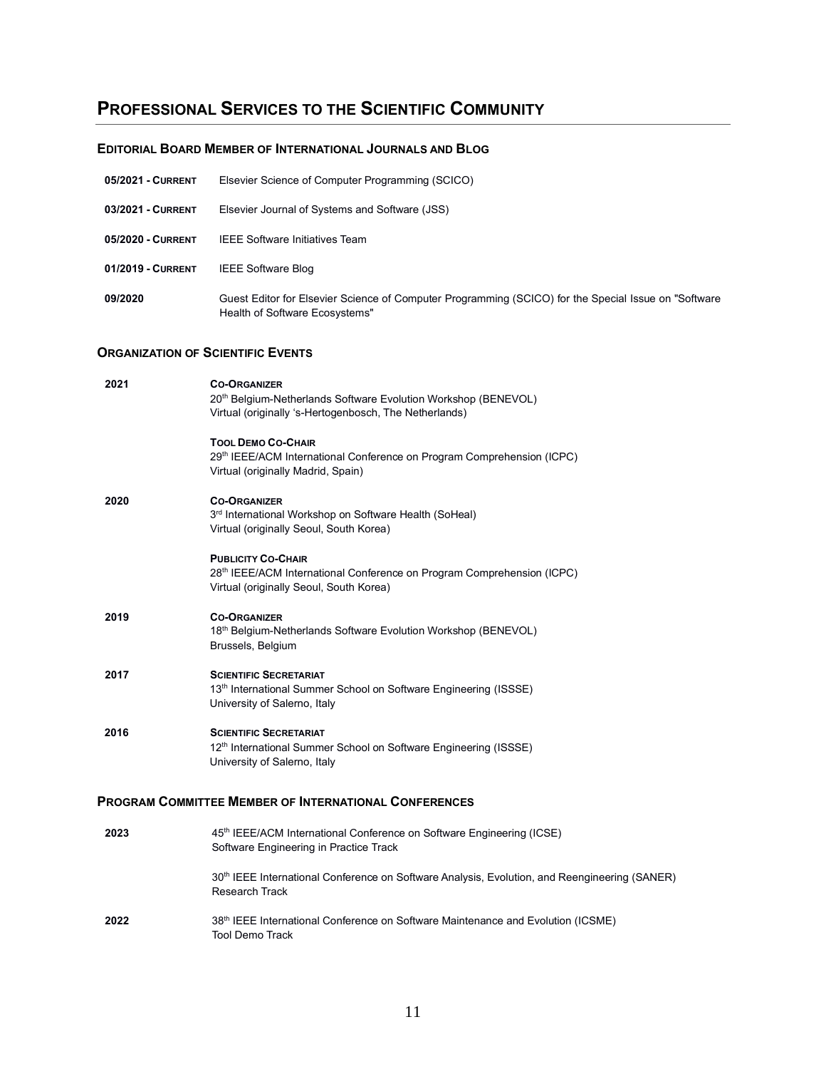# Professional Services to the Scientific Community

## Editorial Board Member of International Journals and Blog

**05/2021 - Current** Elsevier Science of Computer Programming (SCICO)

**03/2021 - Current** Elsevier Journal of Systems and Software (JSS)

**05/2020 - Current** IEEE Software Initiatives Team

**01/2019 - Current** IEEE Software Blog

**09/2020** Guest Editor for Elsevier Science of Computer Programming (SCICO) for the Special Issue on "Software Health of Software Ecosystems"

## Organization of Scientific Events

**2021**

**Co-Organizer**
20th Belgium-Netherlands Software Evolution Workshop (BENEVOL)
Virtual (originally 's-Hertogenbosch, The Netherlands)

**Tool Demo Co-Chair**
29th IEEE/ACM International Conference on Program Comprehension (ICPC)
Virtual (originally Madrid, Spain)

**2020**

**Co-Organizer**
3rd International Workshop on Software Health (SoHeal)
Virtual (originally Seoul, South Korea)

**Publicity Co-Chair**
28th IEEE/ACM International Conference on Program Comprehension (ICPC)
Virtual (originally Seoul, South Korea)

**2019**

**Co-Organizer**
18th Belgium-Netherlands Software Evolution Workshop (BENEVOL)
Brussels, Belgium

**2017**

**Scientific Secretariat**
13th International Summer School on Software Engineering (ISSSE)
University of Salerno, Italy

**2016**

**Scientific Secretariat**
12th International Summer School on Software Engineering (ISSSE)
University of Salerno, Italy

## Program Committee Member of International Conferences

**2023**

45th IEEE/ACM International Conference on Software Engineering (ICSE)
Software Engineering in Practice Track

30th IEEE International Conference on Software Analysis, Evolution, and Reengineering (SANER)
Research Track

**2022**

38th IEEE International Conference on Software Maintenance and Evolution (ICSME)
Tool Demo Track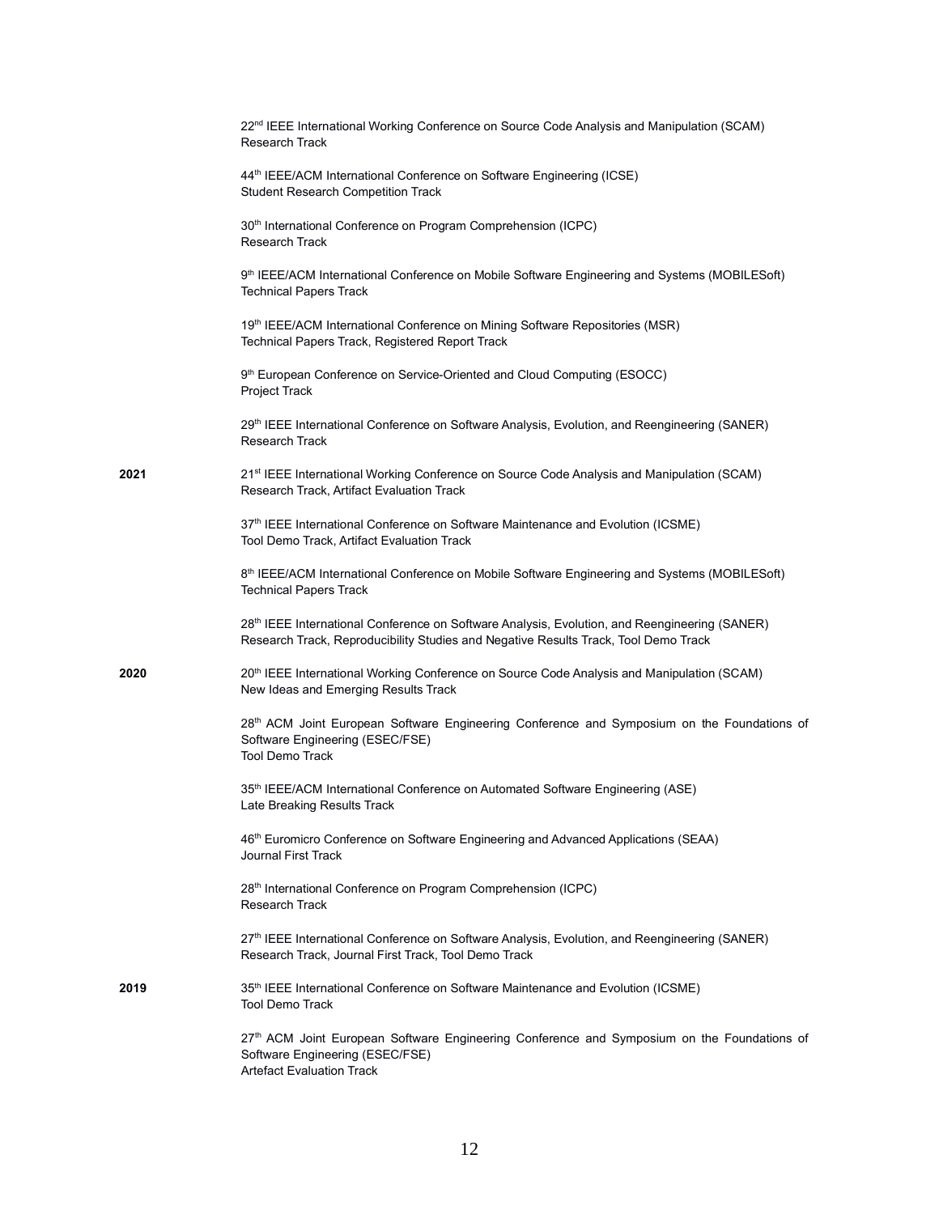22nd IEEE International Working Conference on Source Code Analysis and Manipulation (SCAM)
Research Track

44th IEEE/ACM International Conference on Software Engineering (ICSE)
Student Research Competition Track

30th International Conference on Program Comprehension (ICPC)
Research Track

9th IEEE/ACM International Conference on Mobile Software Engineering and Systems (MOBILESoft)
Technical Papers Track

19th IEEE/ACM International Conference on Mining Software Repositories (MSR)
Technical Papers Track, Registered Report Track

9th European Conference on Service-Oriented and Cloud Computing (ESOCC)
Project Track

29th IEEE International Conference on Software Analysis, Evolution, and Reengineering (SANER)
Research Track

**2021**

21st IEEE International Working Conference on Source Code Analysis and Manipulation (SCAM)
Research Track, Artifact Evaluation Track

37th IEEE International Conference on Software Maintenance and Evolution (ICSME)
Tool Demo Track, Artifact Evaluation Track

8th IEEE/ACM International Conference on Mobile Software Engineering and Systems (MOBILESoft)
Technical Papers Track

28th IEEE International Conference on Software Analysis, Evolution, and Reengineering (SANER)
Research Track, Reproducibility Studies and Negative Results Track, Tool Demo Track

**2020**

20th IEEE International Working Conference on Source Code Analysis and Manipulation (SCAM)
New Ideas and Emerging Results Track

28th ACM Joint European Software Engineering Conference and Symposium on the Foundations of Software Engineering (ESEC/FSE)
Tool Demo Track

35th IEEE/ACM International Conference on Automated Software Engineering (ASE)
Late Breaking Results Track

46th Euromicro Conference on Software Engineering and Advanced Applications (SEAA)
Journal First Track

28th International Conference on Program Comprehension (ICPC)
Research Track

27th IEEE International Conference on Software Analysis, Evolution, and Reengineering (SANER)
Research Track, Journal First Track, Tool Demo Track

**2019**

35th IEEE International Conference on Software Maintenance and Evolution (ICSME)
Tool Demo Track

27th ACM Joint European Software Engineering Conference and Symposium on the Foundations of Software Engineering (ESEC/FSE)
Artefact Evaluation Track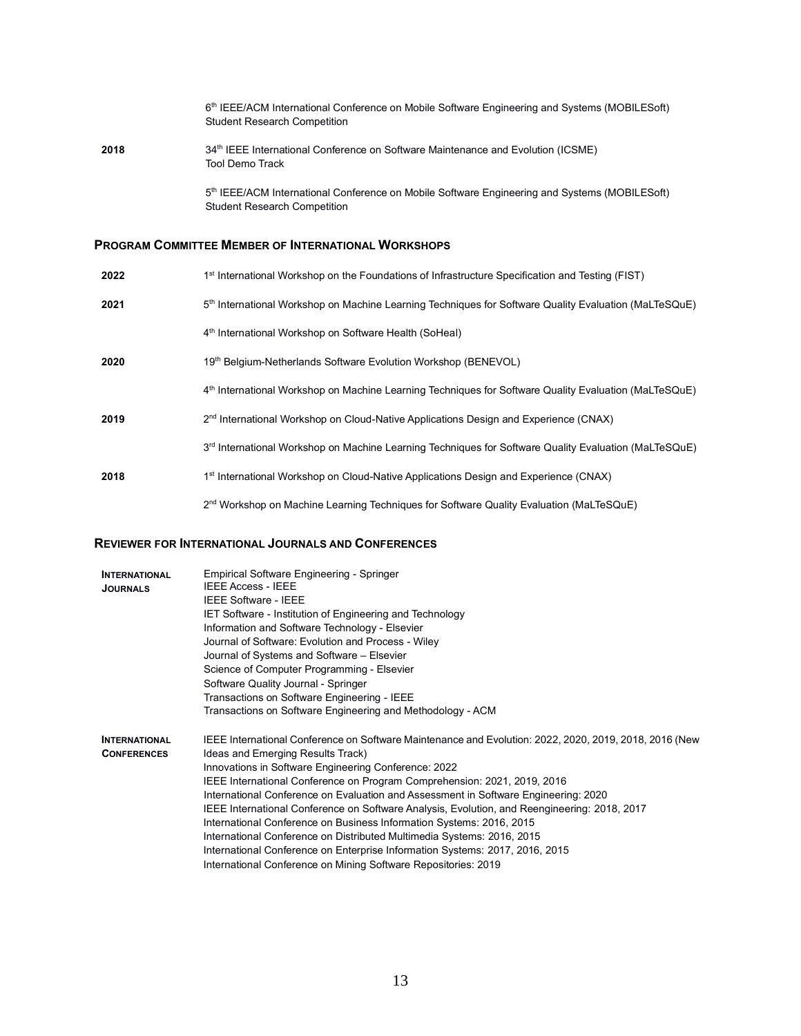6th IEEE/ACM International Conference on Mobile Software Engineering and Systems (MOBILESoft)
Student Research Competition

**2018** 34th IEEE International Conference on Software Maintenance and Evolution (ICSME)
Tool Demo Track

5th IEEE/ACM International Conference on Mobile Software Engineering and Systems (MOBILESoft)
Student Research Competition

### Program Committee Member of International Workshops

**2022** 1st International Workshop on the Foundations of Infrastructure Specification and Testing (FIST)

**2021** 5th International Workshop on Machine Learning Techniques for Software Quality Evaluation (MaLTeSQuE)

4th International Workshop on Software Health (SoHeal)

**2020** 19th Belgium-Netherlands Software Evolution Workshop (BENEVOL)

4th International Workshop on Machine Learning Techniques for Software Quality Evaluation (MaLTeSQuE)

**2019** 2nd International Workshop on Cloud-Native Applications Design and Experience (CNAX)

3rd International Workshop on Machine Learning Techniques for Software Quality Evaluation (MaLTeSQuE)

**2018** 1st International Workshop on Cloud-Native Applications Design and Experience (CNAX)

2nd Workshop on Machine Learning Techniques for Software Quality Evaluation (MaLTeSQuE)

### Reviewer for International Journals and Conferences

**International Journals**

Empirical Software Engineering - Springer
IEEE Access - IEEE
IEEE Software - IEEE
IET Software - Institution of Engineering and Technology
Information and Software Technology - Elsevier
Journal of Software: Evolution and Process - Wiley
Journal of Systems and Software – Elsevier
Science of Computer Programming - Elsevier
Software Quality Journal - Springer
Transactions on Software Engineering - IEEE
Transactions on Software Engineering and Methodology - ACM

**International Conferences**

IEEE International Conference on Software Maintenance and Evolution: 2022, 2020, 2019, 2018, 2016 (New Ideas and Emerging Results Track)
Innovations in Software Engineering Conference: 2022
IEEE International Conference on Program Comprehension: 2021, 2019, 2016
International Conference on Evaluation and Assessment in Software Engineering: 2020
IEEE International Conference on Software Analysis, Evolution, and Reengineering: 2018, 2017
International Conference on Business Information Systems: 2016, 2015
International Conference on Distributed Multimedia Systems: 2016, 2015
International Conference on Enterprise Information Systems: 2017, 2016, 2015
International Conference on Mining Software Repositories: 2019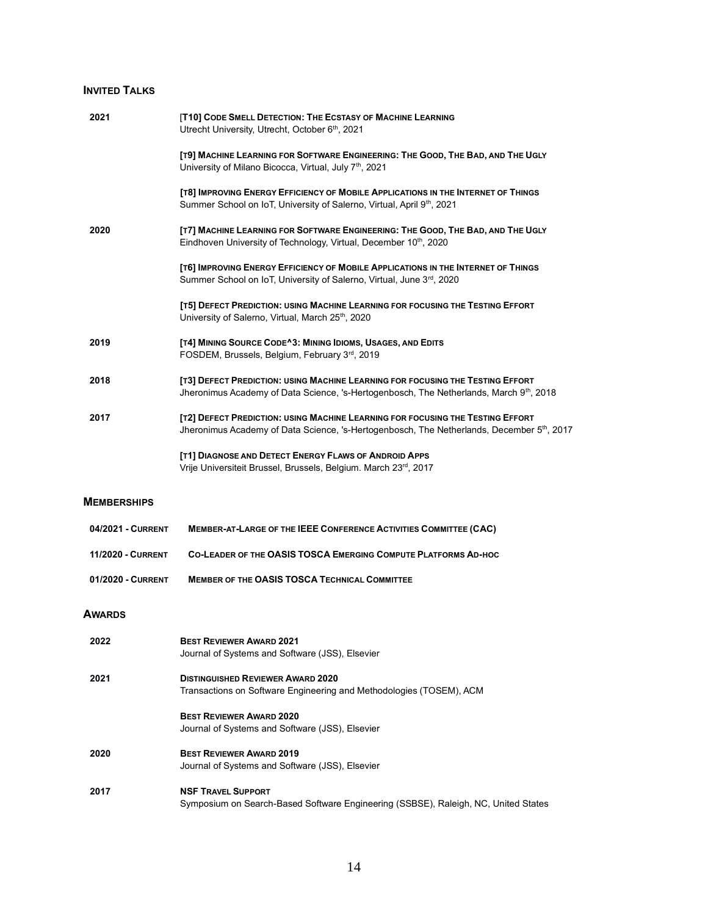## INVITED TALKS

**2021**

[**T10] CODE SMELL DETECTION: THE ECSTASY OF MACHINE LEARNING**
Utrecht University, Utrecht, October 6th, 2021

**[T9] MACHINE LEARNING FOR SOFTWARE ENGINEERING: THE GOOD, THE BAD, AND THE UGLY**
University of Milano Bicocca, Virtual, July 7th, 2021

**[T8] IMPROVING ENERGY EFFICIENCY OF MOBILE APPLICATIONS IN THE INTERNET OF THINGS**
Summer School on IoT, University of Salerno, Virtual, April 9th, 2021

**2020**

**[T7] MACHINE LEARNING FOR SOFTWARE ENGINEERING: THE GOOD, THE BAD, AND THE UGLY**
Eindhoven University of Technology, Virtual, December 10th, 2020

**[T6] IMPROVING ENERGY EFFICIENCY OF MOBILE APPLICATIONS IN THE INTERNET OF THINGS**
Summer School on IoT, University of Salerno, Virtual, June 3rd, 2020

**[T5] DEFECT PREDICTION: USING MACHINE LEARNING FOR FOCUSING THE TESTING EFFORT**
University of Salerno, Virtual, March 25th, 2020

**2019**

**[T4] MINING SOURCE CODE^3: MINING IDIOMS, USAGES, AND EDITS**
FOSDEM, Brussels, Belgium, February 3rd, 2019

**2018**

**[T3] DEFECT PREDICTION: USING MACHINE LEARNING FOR FOCUSING THE TESTING EFFORT**
Jheronimus Academy of Data Science, 's-Hertogenbosch, The Netherlands, March 9th, 2018

**2017**

**[T2] DEFECT PREDICTION: USING MACHINE LEARNING FOR FOCUSING THE TESTING EFFORT**
Jheronimus Academy of Data Science, 's-Hertogenbosch, The Netherlands, December 5th, 2017

**[T1] DIAGNOSE AND DETECT ENERGY FLAWS OF ANDROID APPS**
Vrije Universiteit Brussel, Brussels, Belgium. March 23rd, 2017

## MEMBERSHIPS

**04/2021 - CURRENT** — **MEMBER-AT-LARGE OF THE IEEE CONFERENCE ACTIVITIES COMMITTEE (CAC)**

**11/2020 - CURRENT** — **CO-LEADER OF THE OASIS TOSCA EMERGING COMPUTE PLATFORMS AD-HOC**

**01/2020 - CURRENT** — **MEMBER OF THE OASIS TOSCA TECHNICAL COMMITTEE**

## AWARDS

**2022**

**BEST REVIEWER AWARD 2021**
Journal of Systems and Software (JSS), Elsevier

**2021**

**DISTINGUISHED REVIEWER AWARD 2020**
Transactions on Software Engineering and Methodologies (TOSEM), ACM

**BEST REVIEWER AWARD 2020**
Journal of Systems and Software (JSS), Elsevier

**2020**

**BEST REVIEWER AWARD 2019**
Journal of Systems and Software (JSS), Elsevier

**2017**

**NSF TRAVEL SUPPORT**
Symposium on Search-Based Software Engineering (SSBSE), Raleigh, NC, United States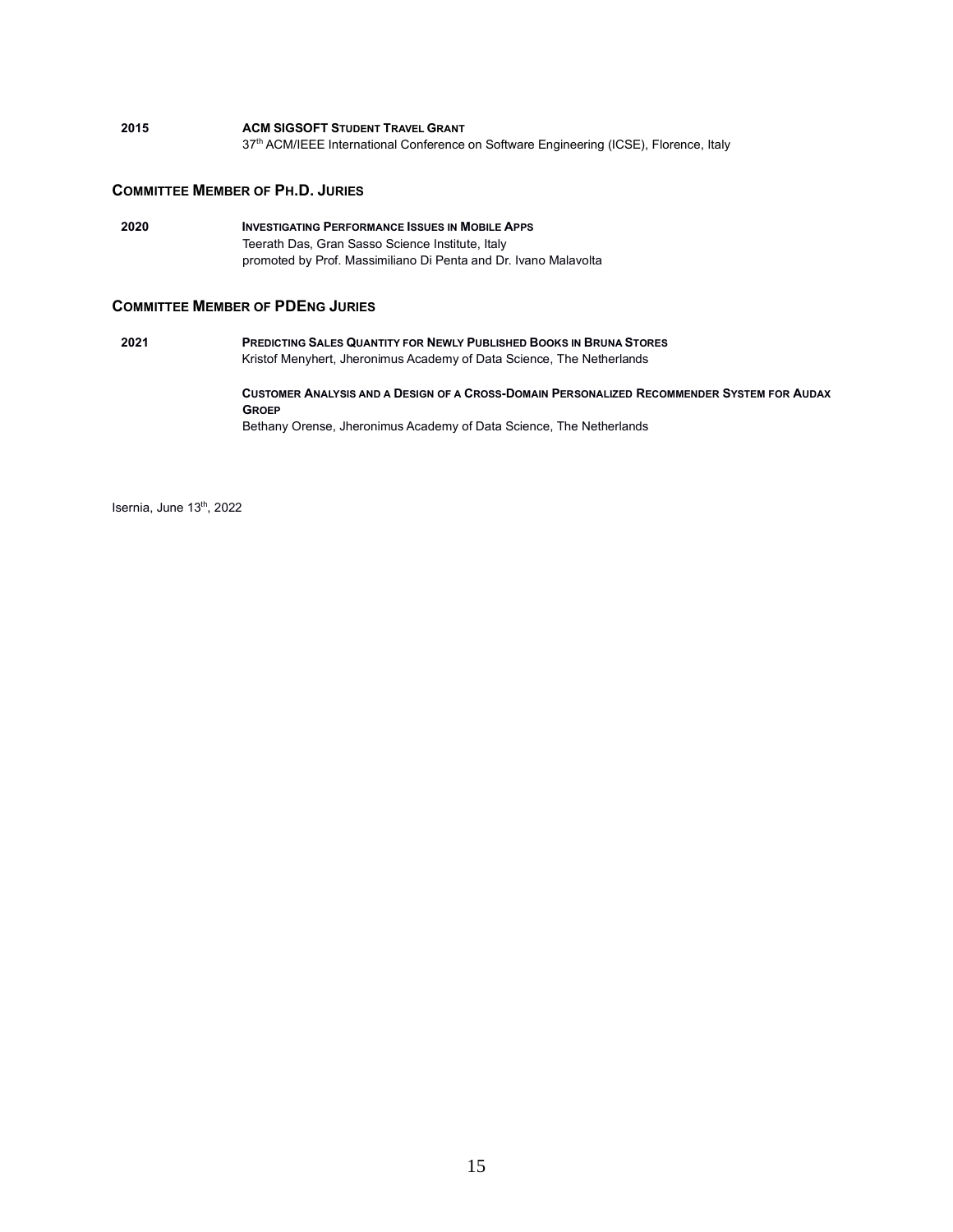**2015** **ACM SIGSOFT STUDENT TRAVEL GRANT**
37th ACM/IEEE International Conference on Software Engineering (ICSE), Florence, Italy

## COMMITTEE MEMBER OF PH.D. JURIES

**2020** **INVESTIGATING PERFORMANCE ISSUES IN MOBILE APPS**
Teerath Das, Gran Sasso Science Institute, Italy
promoted by Prof. Massimiliano Di Penta and Dr. Ivano Malavolta

## COMMITTEE MEMBER OF PDENG JURIES

**2021** **PREDICTING SALES QUANTITY FOR NEWLY PUBLISHED BOOKS IN BRUNA STORES**
Kristof Menyhert, Jheronimus Academy of Data Science, The Netherlands

**CUSTOMER ANALYSIS AND A DESIGN OF A CROSS-DOMAIN PERSONALIZED RECOMMENDER SYSTEM FOR AUDAX GROEP**
Bethany Orense, Jheronimus Academy of Data Science, The Netherlands

Isernia, June 13th, 2022